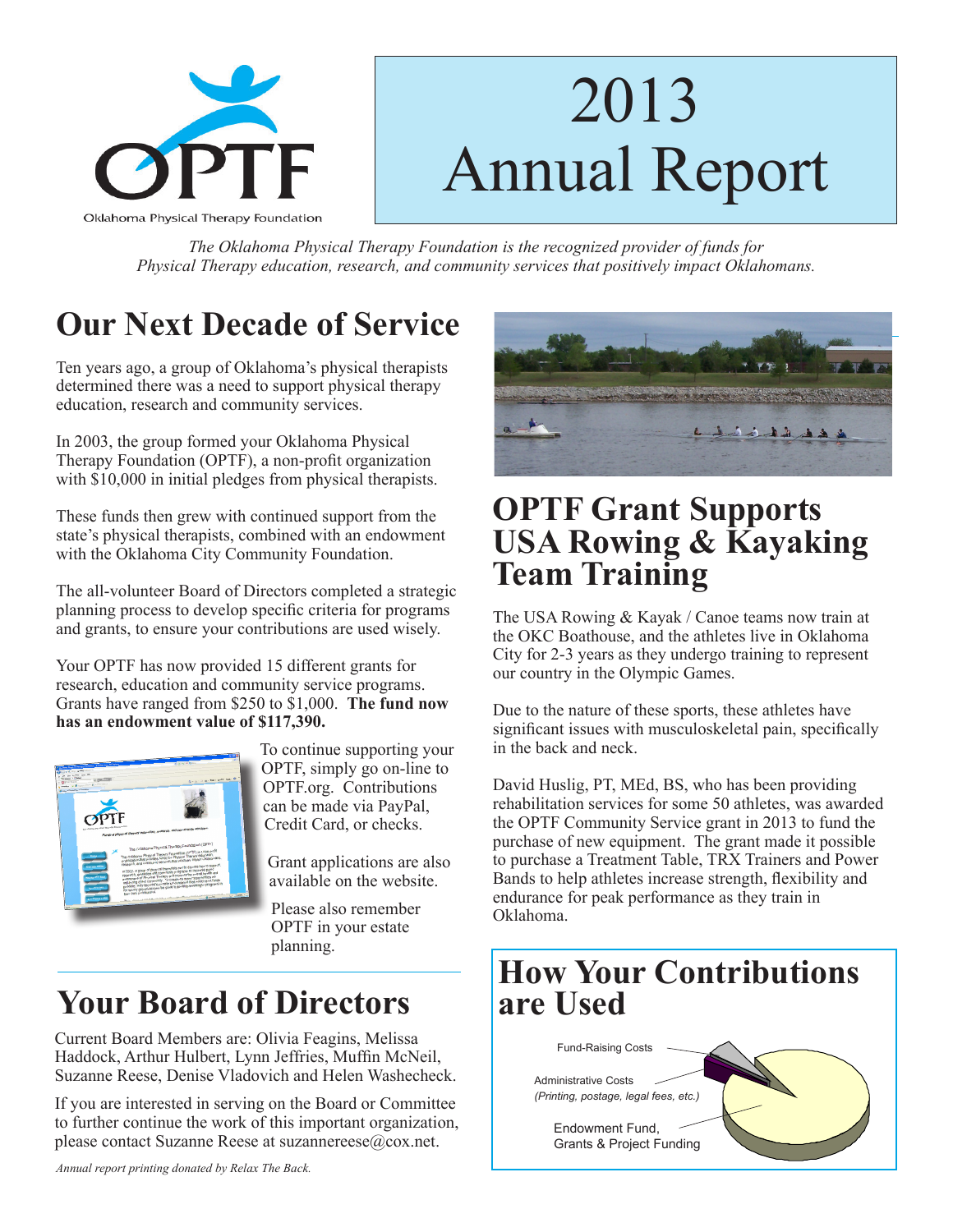OPTF

Oklahoma Physical Therapy Foundation

# 2013 Annual Report

*The Oklahoma Physical Therapy Foundation is the recognized provider of funds for Physical Therapy education, research, and community services that positively impact Oklahomans.*

## Our Next Decade of Service

Ten years ago, a group of Oklahoma's physical therapists determined there was a need to support physical therapy education, research and community services.

In 2003, the group formed your Oklahoma Physical Therapy Foundation (OPTF), a non-profit organization with $10,000 in initial pledges from physical therapists.

These funds then grew with continued support from the state's physical therapists, combined with an endowment with the Oklahoma City Community Foundation.

The all-volunteer Board of Directors completed a strategic planning process to develop specific criteria for programs and grants, to ensure your contributions are used wisely.

Your OPTF has now provided 15 different grants for research, education and community service programs. Grants have ranged from $250 to $1,000. **The fund now has an endowment value of $117,390.**

To continue supporting your OPTF, simply go on-line to OPTF.org. Contributions can be made via PayPal, Credit Card, or checks.

Grant applications are also available on the website.

Please also remember OPTF in your estate planning.

## Your Board of Directors

Current Board Members are: Olivia Feagins, Melissa Haddock, Arthur Hulbert, Lynn Jeffries, Muffin McNeil, Suzanne Reese, Denise Vladovich and Helen Washecheck.

If you are interested in serving on the Board or Committee to further continue the work of this important organization, please contact Suzanne Reese at suzannereese@cox.net.

*Annual report printing donated by Relax The Back.*

## OPTF Grant Supports USA Rowing & Kayaking Team Training

The USA Rowing & Kayak / Canoe teams now train at the OKC Boathouse, and the athletes live in Oklahoma City for 2-3 years as they undergo training to represent our country in the Olympic Games.

Due to the nature of these sports, these athletes have significant issues with musculoskeletal pain, specifically in the back and neck.

David Huslig, PT, MEd, BS, who has been providing rehabilitation services for some 50 athletes, was awarded the OPTF Community Service grant in 2013 to fund the purchase of new equipment. The grant made it possible to purchase a Treatment Table, TRX Trainers and Power Bands to help athletes increase strength, flexibility and endurance for peak performance as they train in Oklahoma.

## How Your Contributions are Used

Fund-Raising Costs

Administrative Costs
*(Printing, postage, legal fees, etc.)*

Endowment Fund, Grants & Project Funding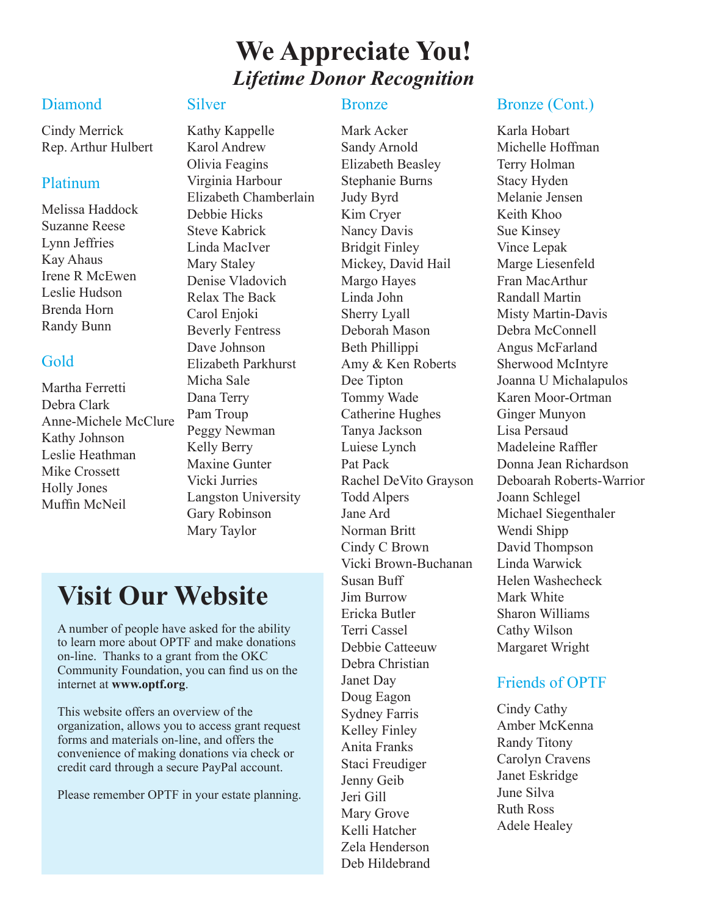# We Appreciate You!

## *Lifetime Donor Recognition*

### Diamond

Cindy Merrick
Rep. Arthur Hulbert

### Platinum

Melissa Haddock
Suzanne Reese
Lynn Jeffries
Kay Ahaus
Irene R McEwen
Leslie Hudson
Brenda Horn
Randy Bunn

### Gold

Martha Ferretti
Debra Clark
Anne-Michele McClure
Kathy Johnson
Leslie Heathman
Mike Crossett
Holly Jones
Muffin McNeil

### Silver

Kathy Kappelle
Karol Andrew
Olivia Feagins
Virginia Harbour
Elizabeth Chamberlain
Debbie Hicks
Steve Kabrick
Linda MacIver
Mary Staley
Denise Vladovich
Relax The Back
Carol Enjoki
Beverly Fentress
Dave Johnson
Elizabeth Parkhurst
Micha Sale
Dana Terry
Pam Troup
Peggy Newman
Kelly Berry
Maxine Gunter
Vicki Jurries
Langston University
Gary Robinson
Mary Taylor

### Bronze

Mark Acker
Sandy Arnold
Elizabeth Beasley
Stephanie Burns
Judy Byrd
Kim Cryer
Nancy Davis
Bridgit Finley
Mickey, David Hail
Margo Hayes
Linda John
Sherry Lyall
Deborah Mason
Beth Phillippi
Amy & Ken Roberts
Dee Tipton
Tommy Wade
Catherine Hughes
Tanya Jackson
Luiese Lynch
Pat Pack
Rachel DeVito Grayson
Todd Alpers
Jane Ard
Norman Britt
Cindy C Brown
Vicki Brown-Buchanan
Susan Buff
Jim Burrow
Ericka Butler
Terri Cassel
Debbie Catteeuw
Debra Christian
Janet Day
Doug Eagon
Sydney Farris
Kelley Finley
Anita Franks
Staci Freudiger
Jenny Geib
Jeri Gill
Mary Grove
Kelli Hatcher
Zela Henderson
Deb Hildebrand

### Bronze (Cont.)

Karla Hobart
Michelle Hoffman
Terry Holman
Stacy Hyden
Melanie Jensen
Keith Khoo
Sue Kinsey
Vince Lepak
Marge Liesenfeld
Fran MacArthur
Randall Martin
Misty Martin-Davis
Debra McConnell
Angus McFarland
Sherwood McIntyre
Joanna U Michalapulos
Karen Moor-Ortman
Ginger Munyon
Lisa Persaud
Madeleine Raffler
Donna Jean Richardson
Deboarah Roberts-Warrior
Joann Schlegel
Michael Siegenthaler
Wendi Shipp
David Thompson
Linda Warwick
Helen Washecheck
Mark White
Sharon Williams
Cathy Wilson
Margaret Wright

### Friends of OPTF

Cindy Cathy
Amber McKenna
Randy Titony
Carolyn Cravens
Janet Eskridge
June Silva
Ruth Ross
Adele Healey

## Visit Our Website

A number of people have asked for the ability to learn more about OPTF and make donations on-line. Thanks to a grant from the OKC Community Foundation, you can find us on the internet at **www.optf.org**.

This website offers an overview of the organization, allows you to access grant request forms and materials on-line, and offers the convenience of making donations via check or credit card through a secure PayPal account.

Please remember OPTF in your estate planning.